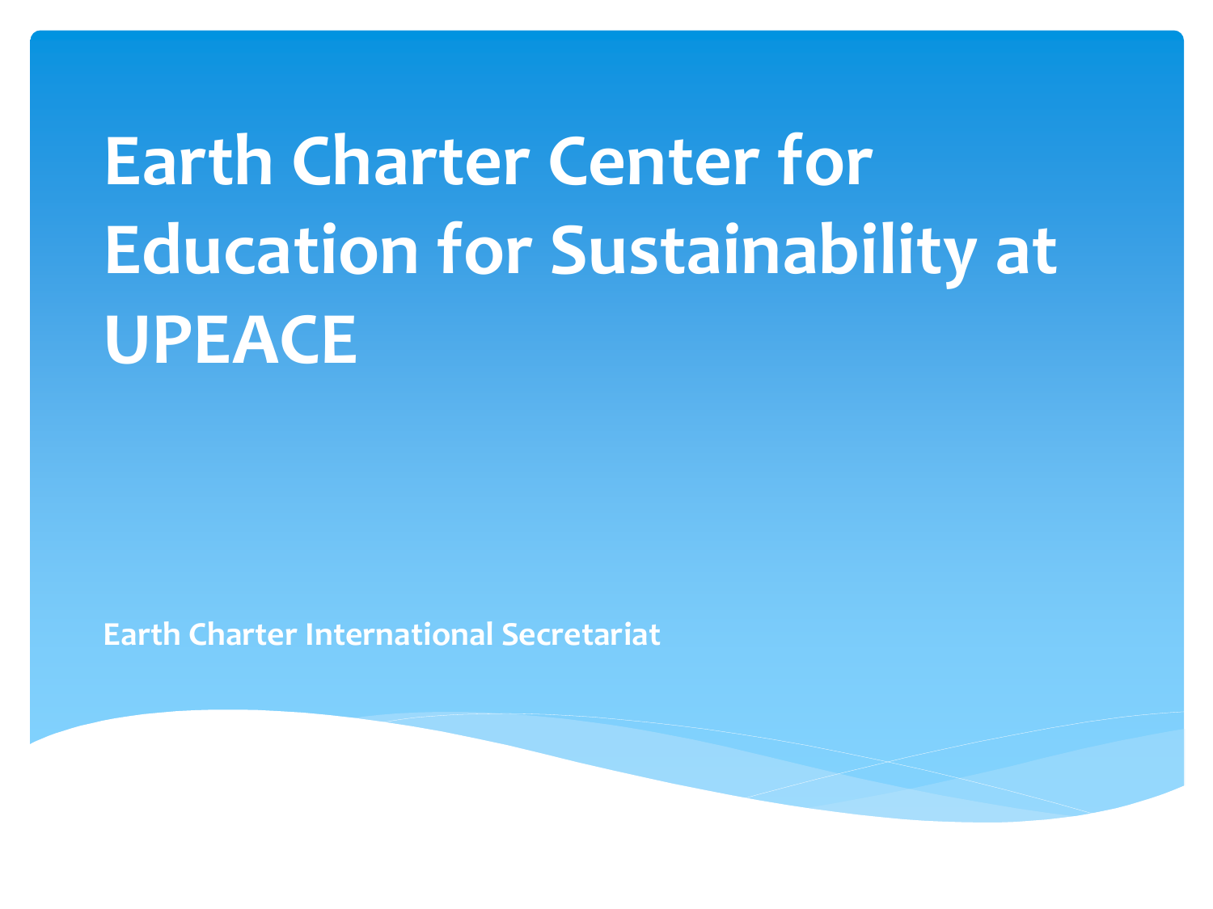# Earth Charter Center for Education for Sustainability at UPEACE

**Earth Charter International Secretariat**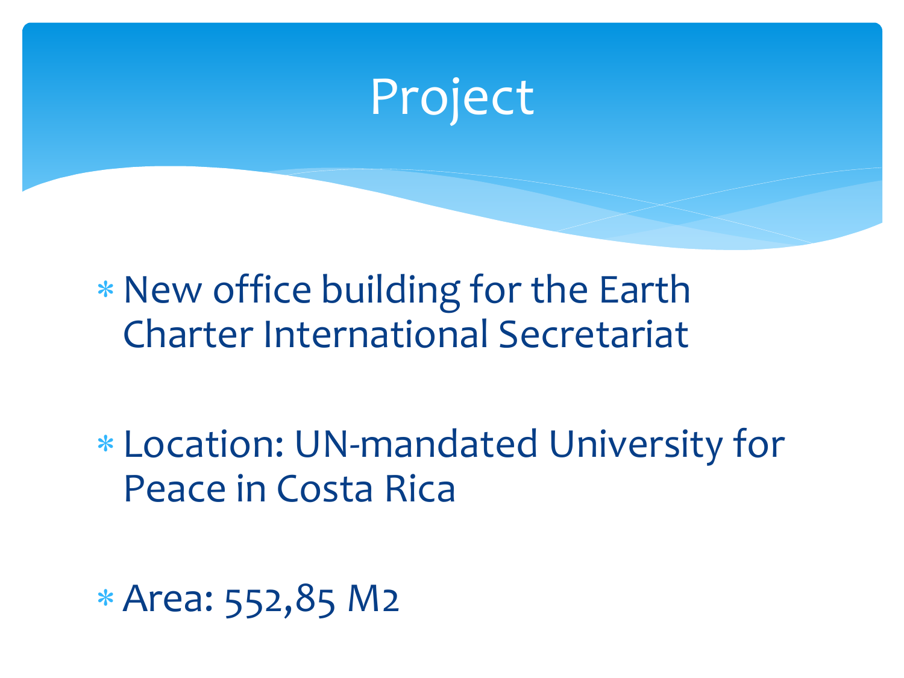# Project

- New office building for the Earth Charter International Secretariat

- Location: UN-mandated University for Peace in Costa Rica

- Area: 552,85 M2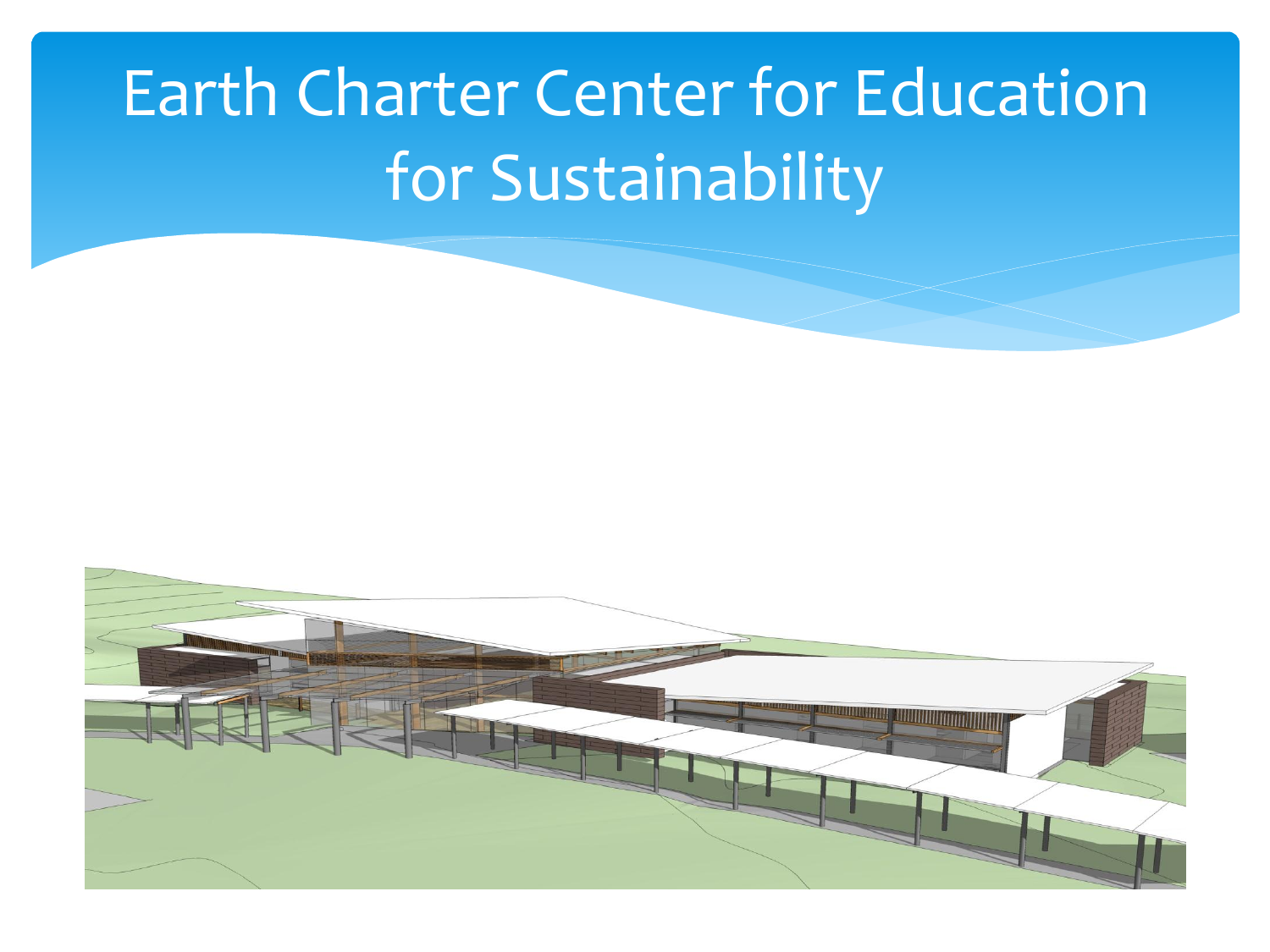# Earth Charter Center for Education for Sustainability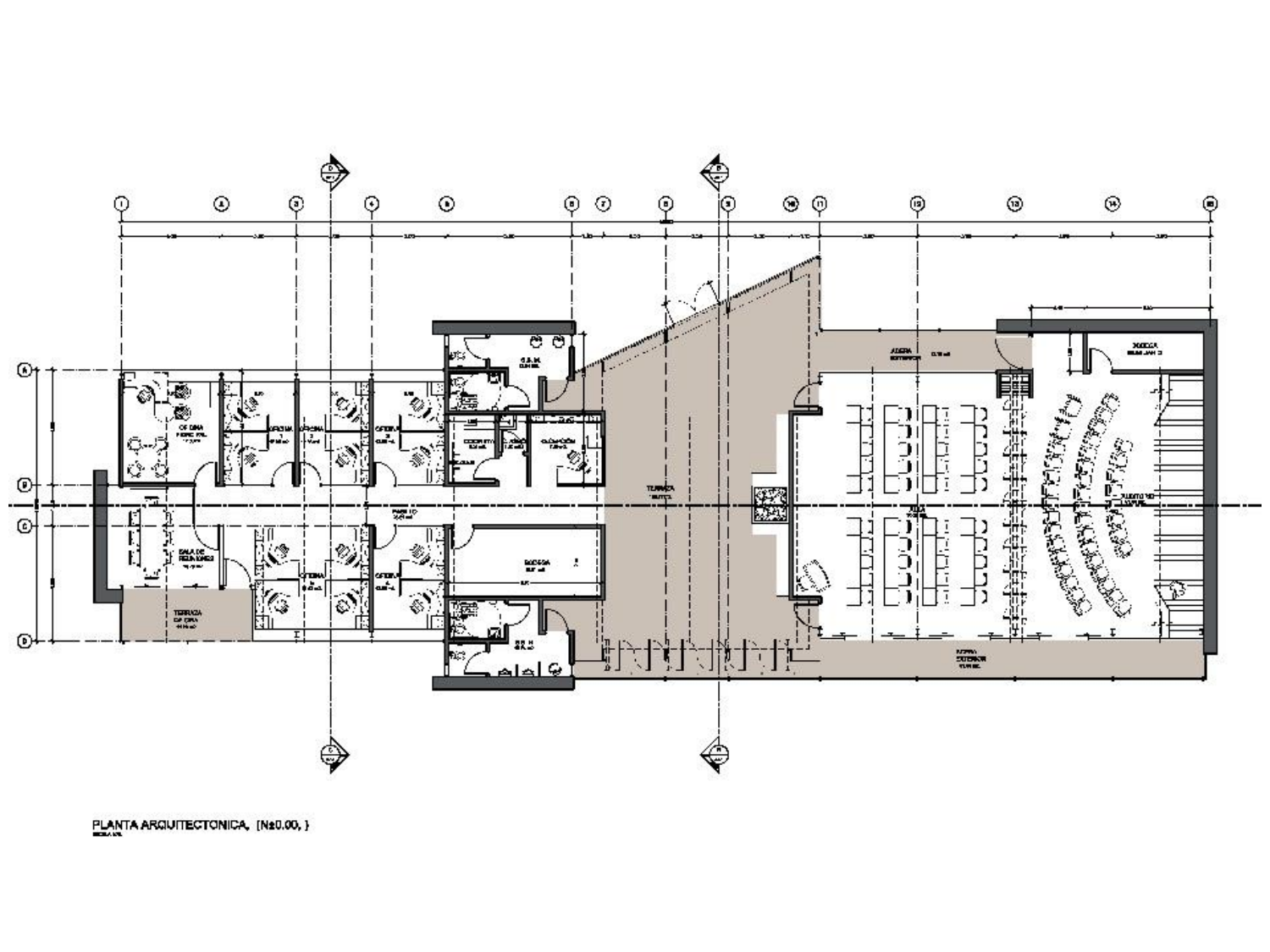PLANTA ARQUITECTONICA, [N±0.00, ]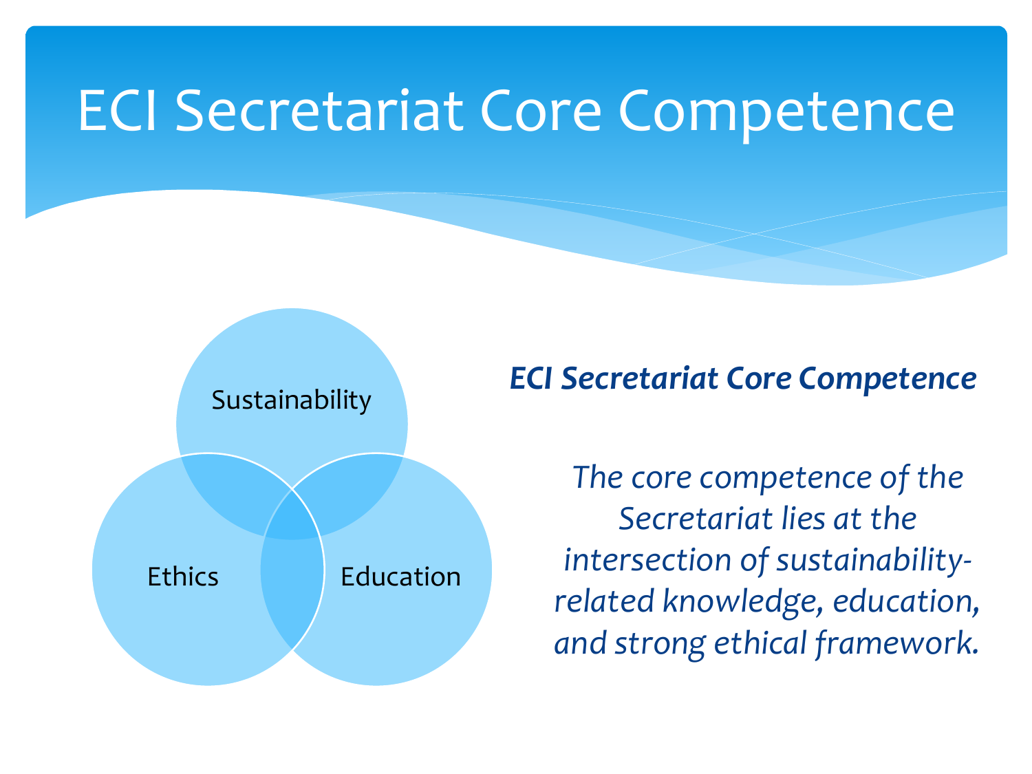# ECI Secretariat Core Competence

Sustainability

Ethics

Education

***ECI Secretariat Core Competence***

*The core competence of the Secretariat lies at the intersection of sustainability-related knowledge, education, and strong ethical framework.*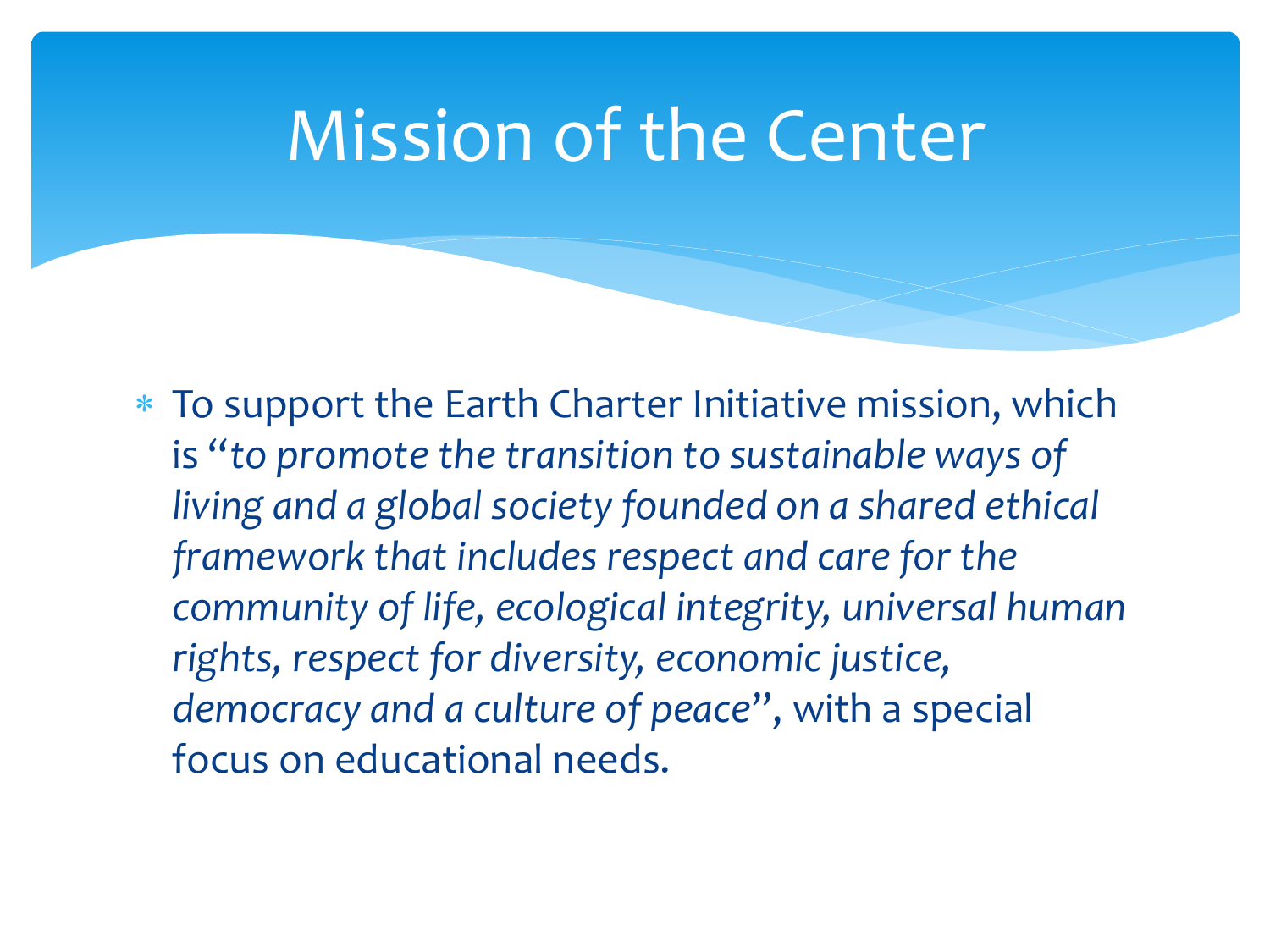# Mission of the Center

- To support the Earth Charter Initiative mission, which is "*to promote the transition to sustainable ways of living and a global society founded on a shared ethical framework that includes respect and care for the community of life, ecological integrity, universal human rights, respect for diversity, economic justice, democracy and a culture of peace*", with a special focus on educational needs.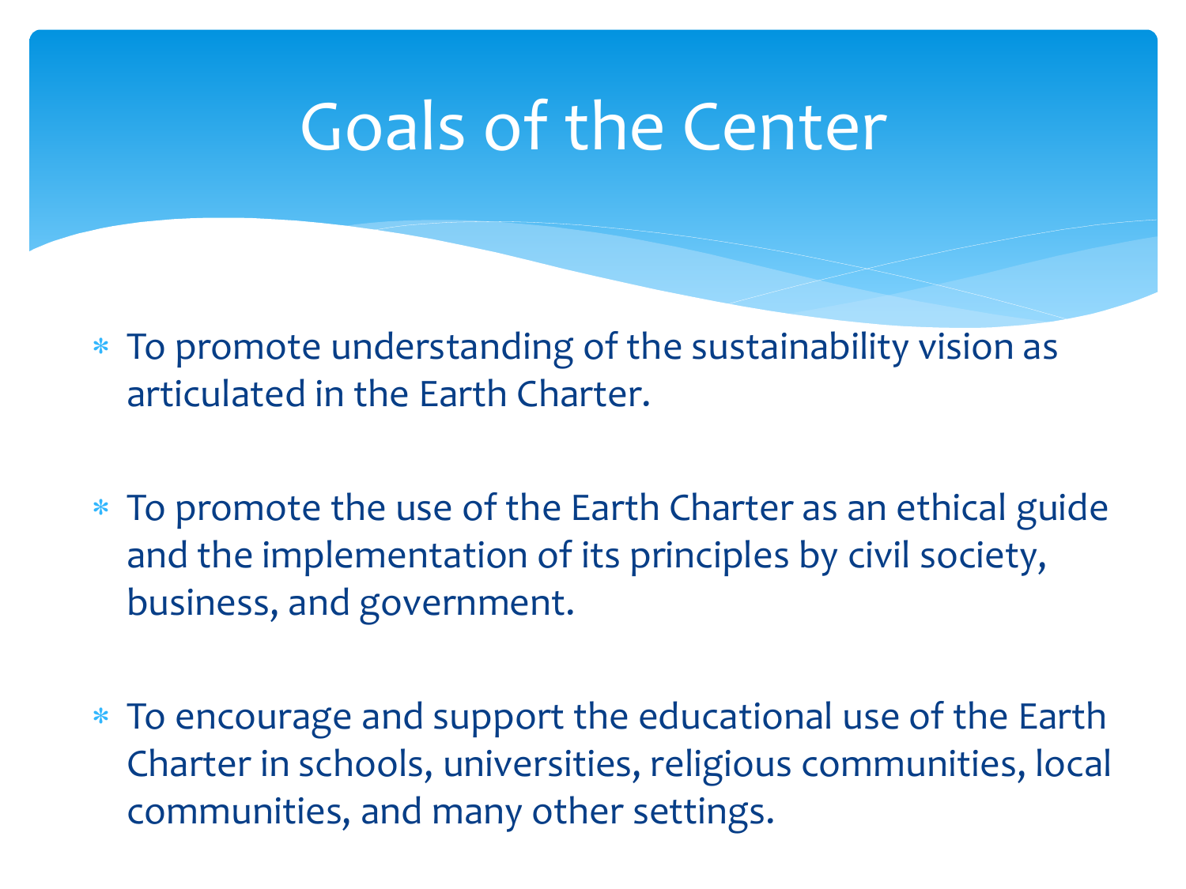# Goals of the Center

- To promote understanding of the sustainability vision as articulated in the Earth Charter.
- To promote the use of the Earth Charter as an ethical guide and the implementation of its principles by civil society, business, and government.
- To encourage and support the educational use of the Earth Charter in schools, universities, religious communities, local communities, and many other settings.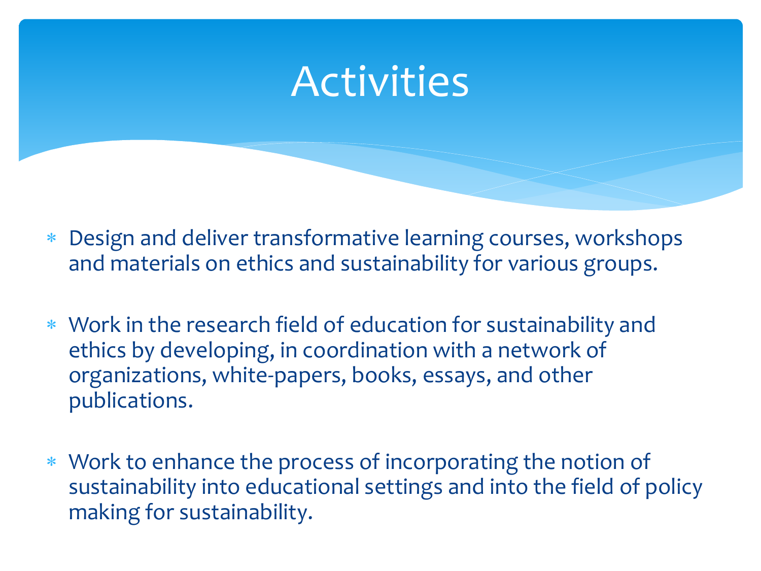# Activities

- Design and deliver transformative learning courses, workshops and materials on ethics and sustainability for various groups.
- Work in the research field of education for sustainability and ethics by developing, in coordination with a network of organizations, white-papers, books, essays, and other publications.
- Work to enhance the process of incorporating the notion of sustainability into educational settings and into the field of policy making for sustainability.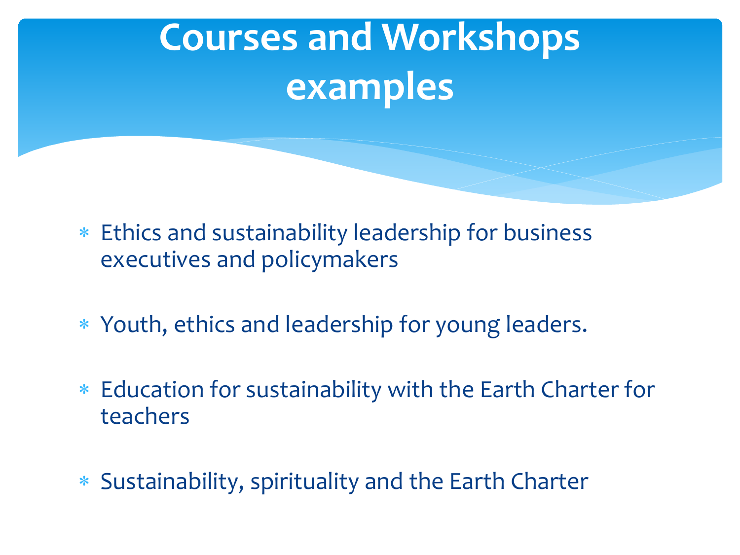# Courses and Workshops examples

- Ethics and sustainability leadership for business executives and policymakers
- Youth, ethics and leadership for young leaders.
- Education for sustainability with the Earth Charter for teachers
- Sustainability, spirituality and the Earth Charter